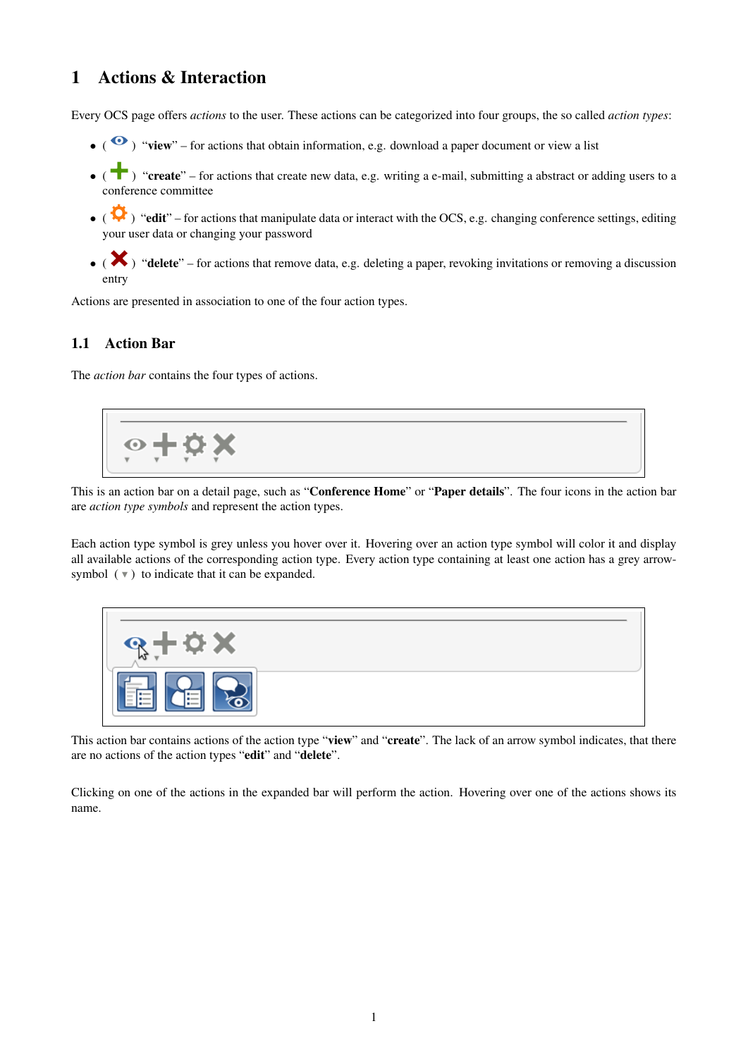# 1 Actions & Interaction

Every OCS page offers *actions* to the user. These actions can be categorized into four groups, the so called *action types*:

- ( ) "**view**" – for actions that obtain information, e.g. download a paper document or view a list
- ( ) "**create**" – for actions that create new data, e.g. writing a e-mail, submitting a abstract or adding users to a conference committee
- ( ) "**edit**" – for actions that manipulate data or interact with the OCS, e.g. changing conference settings, editing your user data or changing your password
- ( ) "**delete**" – for actions that remove data, e.g. deleting a paper, revoking invitations or removing a discussion entry

Actions are presented in association to one of the four action types.

## 1.1 Action Bar

The *action bar* contains the four types of actions.

This is an action bar on a detail page, such as "**Conference Home**" or "**Paper details**". The four icons in the action bar are *action type symbols* and represent the action types.

Each action type symbol is grey unless you hover over it. Hovering over an action type symbol will color it and display all available actions of the corresponding action type. Every action type containing at least one action has a grey arrow-symbol ( ▼ ) to indicate that it can be expanded.

This action bar contains actions of the action type "**view**" and "**create**". The lack of an arrow symbol indicates, that there are no actions of the action types "**edit**" and "**delete**".

Clicking on one of the actions in the expanded bar will perform the action. Hovering over one of the actions shows its name.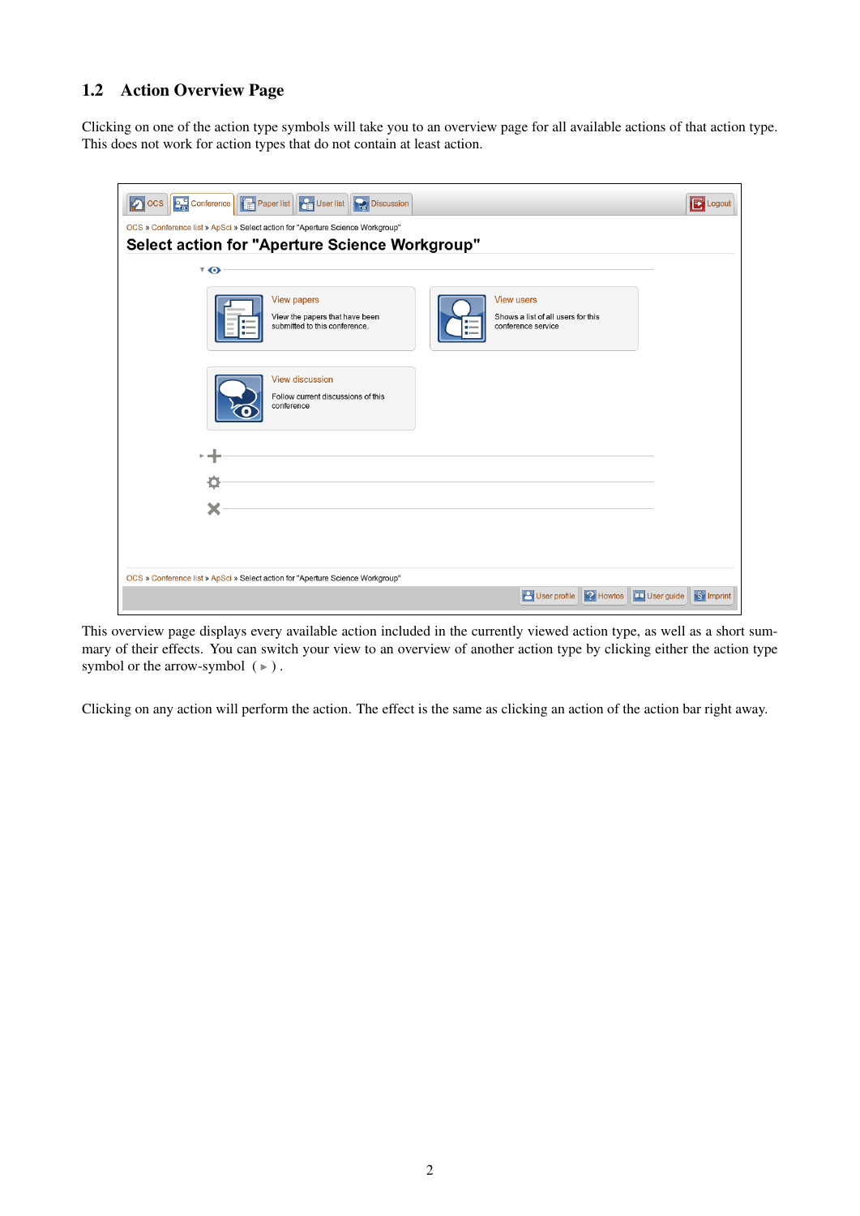## 1.2 Action Overview Page

Clicking on one of the action type symbols will take you to an overview page for all available actions of that action type. This does not work for action types that do not contain at least action.

This overview page displays every available action included in the currently viewed action type, as well as a short summary of their effects. You can switch your view to an overview of another action type by clicking either the action type symbol or the arrow-symbol ( ▸ ) .

Clicking on any action will perform the action. The effect is the same as clicking an action of the action bar right away.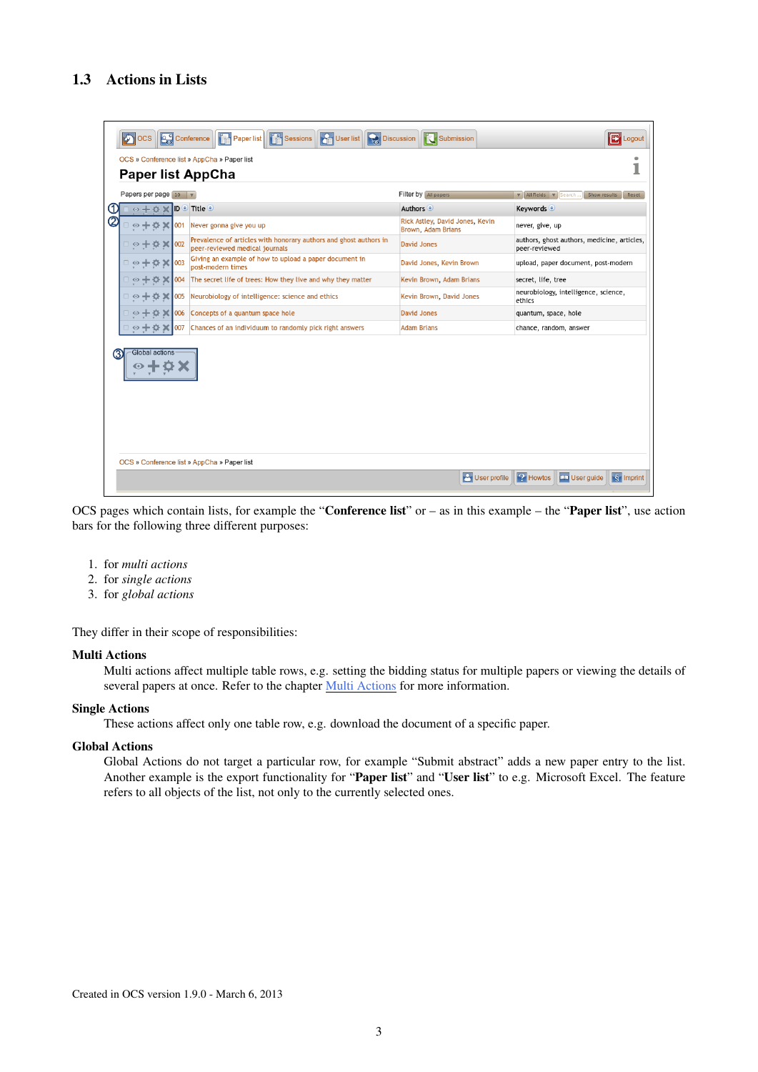## 1.3 Actions in Lists

OCS pages which contain lists, for example the "**Conference list**" or – as in this example – the "**Paper list**", use action bars for the following three different purposes:

1. for *multi actions*
2. for *single actions*
3. for *global actions*

They differ in their scope of responsibilities:

**Multi Actions**
Multi actions affect multiple table rows, e.g. setting the bidding status for multiple papers or viewing the details of several papers at once. Refer to the chapter Multi Actions for more information.

**Single Actions**
These actions affect only one table row, e.g. download the document of a specific paper.

**Global Actions**
Global Actions do not target a particular row, for example "Submit abstract" adds a new paper entry to the list. Another example is the export functionality for "**Paper list**" and "**User list**" to e.g. Microsoft Excel. The feature refers to all objects of the list, not only to the currently selected ones.

Created in OCS version 1.9.0 - March 6, 2013